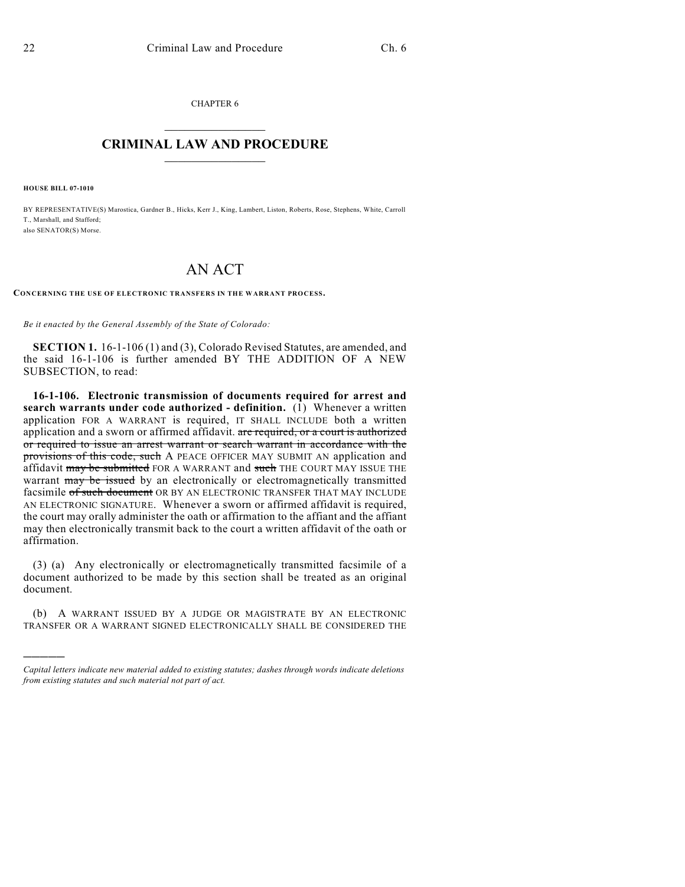CHAPTER 6

# CRIMINAL LAW AND PROCEDURE

**HOUSE BILL 07-1010**

BY REPRESENTATIVE(S) Marostica, Gardner B., Hicks, Kerr J., King, Lambert, Liston, Roberts, Rose, Stephens, White, Carroll T., Marshall, and Stafford;
also SENATOR(S) Morse.

## AN ACT

**CONCERNING THE USE OF ELECTRONIC TRANSFERS IN THE WARRANT PROCESS.**

*Be it enacted by the General Assembly of the State of Colorado:*

**SECTION 1.** 16-1-106 (1) and (3), Colorado Revised Statutes, are amended, and the said 16-1-106 is further amended BY THE ADDITION OF A NEW SUBSECTION, to read:

**16-1-106. Electronic transmission of documents required for arrest and search warrants under code authorized - definition.** (1) Whenever a written application FOR A WARRANT is required, IT SHALL INCLUDE both a written application and a sworn or affirmed affidavit. ~~are required, or a court is authorized or required to issue an arrest warrant or search warrant in accordance with the provisions of this code, such~~ A PEACE OFFICER MAY SUBMIT AN application and affidavit ~~may be submitted~~ FOR A WARRANT and ~~such~~ THE COURT MAY ISSUE THE warrant ~~may be issued~~ by an electronically or electromagnetically transmitted facsimile ~~of such document~~ OR BY AN ELECTRONIC TRANSFER THAT MAY INCLUDE AN ELECTRONIC SIGNATURE. Whenever a sworn or affirmed affidavit is required, the court may orally administer the oath or affirmation to the affiant and the affiant may then electronically transmit back to the court a written affidavit of the oath or affirmation.

(3) (a) Any electronically or electromagnetically transmitted facsimile of a document authorized to be made by this section shall be treated as an original document.

(b) A WARRANT ISSUED BY A JUDGE OR MAGISTRATE BY AN ELECTRONIC TRANSFER OR A WARRANT SIGNED ELECTRONICALLY SHALL BE CONSIDERED THE

---

*Capital letters indicate new material added to existing statutes; dashes through words indicate deletions from existing statutes and such material not part of act.*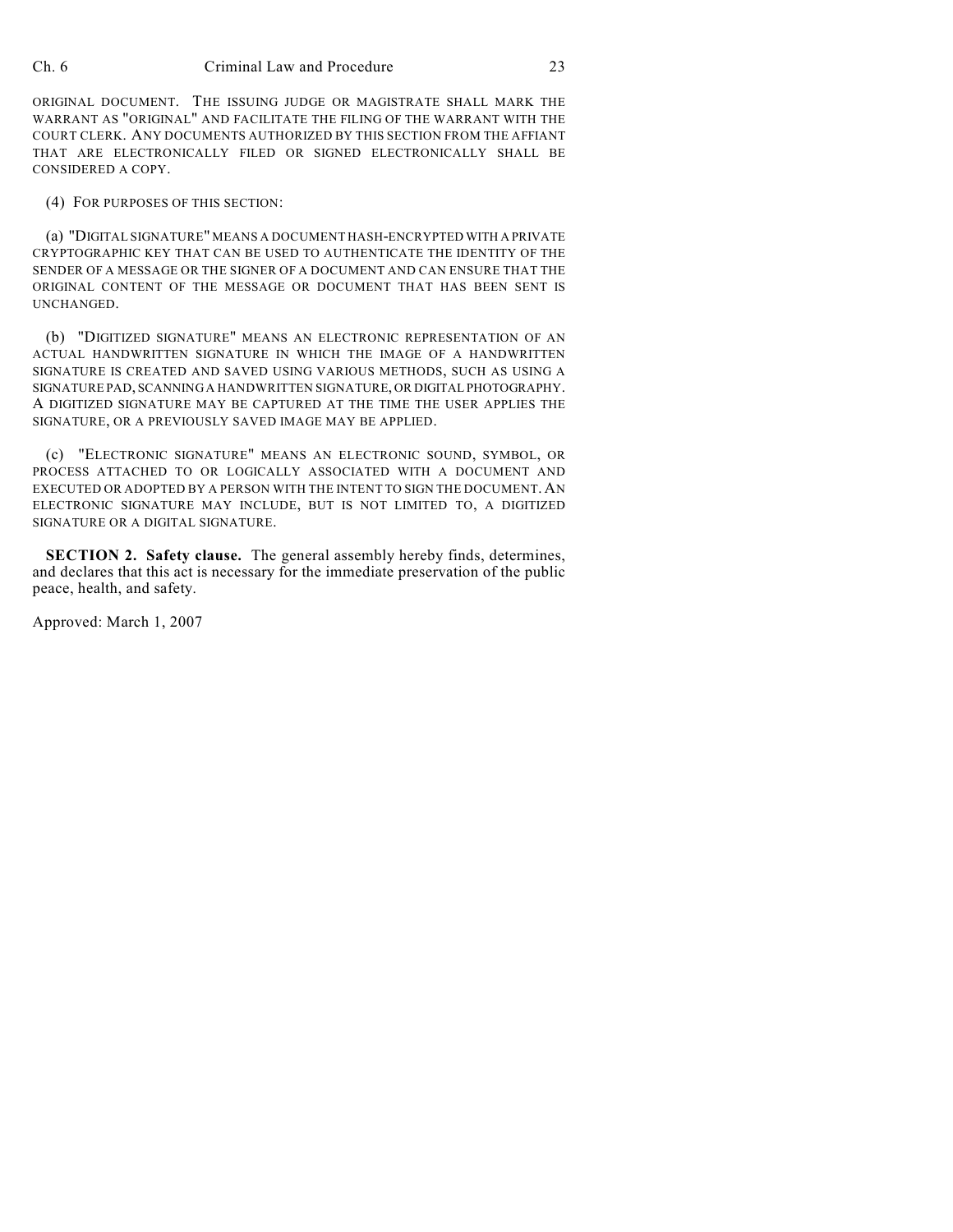ORIGINAL DOCUMENT. THE ISSUING JUDGE OR MAGISTRATE SHALL MARK THE WARRANT AS "ORIGINAL" AND FACILITATE THE FILING OF THE WARRANT WITH THE COURT CLERK. ANY DOCUMENTS AUTHORIZED BY THIS SECTION FROM THE AFFIANT THAT ARE ELECTRONICALLY FILED OR SIGNED ELECTRONICALLY SHALL BE CONSIDERED A COPY.

(4) FOR PURPOSES OF THIS SECTION:

(a) "DIGITAL SIGNATURE" MEANS A DOCUMENT HASH-ENCRYPTED WITH A PRIVATE CRYPTOGRAPHIC KEY THAT CAN BE USED TO AUTHENTICATE THE IDENTITY OF THE SENDER OF A MESSAGE OR THE SIGNER OF A DOCUMENT AND CAN ENSURE THAT THE ORIGINAL CONTENT OF THE MESSAGE OR DOCUMENT THAT HAS BEEN SENT IS UNCHANGED.

(b) "DIGITIZED SIGNATURE" MEANS AN ELECTRONIC REPRESENTATION OF AN ACTUAL HANDWRITTEN SIGNATURE IN WHICH THE IMAGE OF A HANDWRITTEN SIGNATURE IS CREATED AND SAVED USING VARIOUS METHODS, SUCH AS USING A SIGNATURE PAD, SCANNING A HANDWRITTEN SIGNATURE, OR DIGITAL PHOTOGRAPHY. A DIGITIZED SIGNATURE MAY BE CAPTURED AT THE TIME THE USER APPLIES THE SIGNATURE, OR A PREVIOUSLY SAVED IMAGE MAY BE APPLIED.

(c) "ELECTRONIC SIGNATURE" MEANS AN ELECTRONIC SOUND, SYMBOL, OR PROCESS ATTACHED TO OR LOGICALLY ASSOCIATED WITH A DOCUMENT AND EXECUTED OR ADOPTED BY A PERSON WITH THE INTENT TO SIGN THE DOCUMENT. AN ELECTRONIC SIGNATURE MAY INCLUDE, BUT IS NOT LIMITED TO, A DIGITIZED SIGNATURE OR A DIGITAL SIGNATURE.

**SECTION 2. Safety clause.** The general assembly hereby finds, determines, and declares that this act is necessary for the immediate preservation of the public peace, health, and safety.

Approved: March 1, 2007